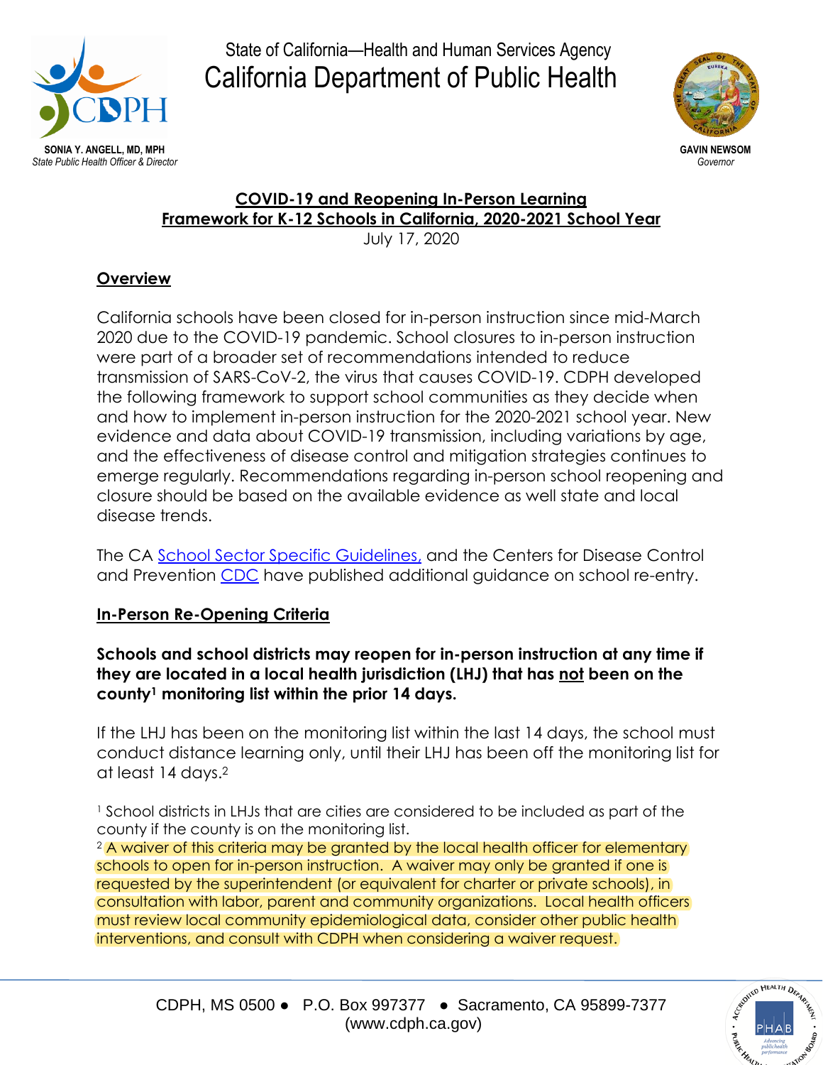SONIA Y. ANGELL, MD, MPH
*State Public Health Officer & Director*

State of California—Health and Human Services Agency
California Department of Public Health

GAVIN NEWSOM
*Governor*

## COVID-19 and Reopening In-Person Learning Framework for K-12 Schools in California, 2020-2021 School Year

July 17, 2020

### Overview

California schools have been closed for in-person instruction since mid-March 2020 due to the COVID-19 pandemic. School closures to in-person instruction were part of a broader set of recommendations intended to reduce transmission of SARS-CoV-2, the virus that causes COVID-19. CDPH developed the following framework to support school communities as they decide when and how to implement in-person instruction for the 2020-2021 school year. New evidence and data about COVID-19 transmission, including variations by age, and the effectiveness of disease control and mitigation strategies continues to emerge regularly. Recommendations regarding in-person school reopening and closure should be based on the available evidence as well state and local disease trends.

The CA School Sector Specific Guidelines, and the Centers for Disease Control and Prevention CDC have published additional guidance on school re-entry.

### In-Person Re-Opening Criteria

**Schools and school districts may reopen for in-person instruction at any time if they are located in a local health jurisdiction (LHJ) that has not been on the county[1] monitoring list within the prior 14 days.**

If the LHJ has been on the monitoring list within the last 14 days, the school must conduct distance learning only, until their LHJ has been off the monitoring list for at least 14 days.[2]

[1] School districts in LHJs that are cities are considered to be included as part of the county if the county is on the monitoring list.

[2] A waiver of this criteria may be granted by the local health officer for elementary schools to open for in-person instruction. A waiver may only be granted if one is requested by the superintendent (or equivalent for charter or private schools), in consultation with labor, parent and community organizations. Local health officers must review local community epidemiological data, consider other public health interventions, and consult with CDPH when considering a waiver request.

CDPH, MS 0500 ● P.O. Box 997377 ● Sacramento, CA 95899-7377
(www.cdph.ca.gov)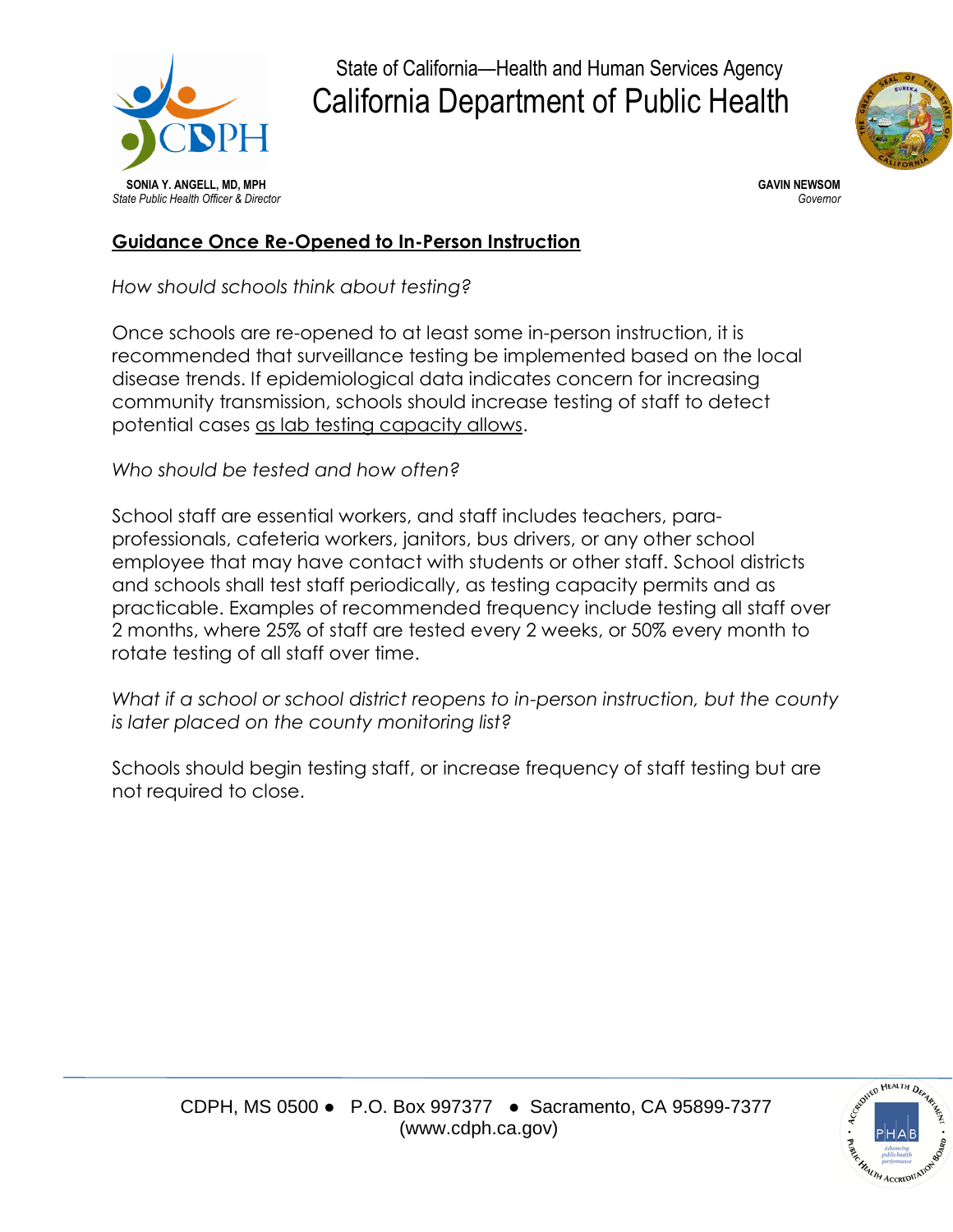## Guidance Once Re-Opened to In-Person Instruction

*How should schools think about testing?*

Once schools are re-opened to at least some in-person instruction, it is recommended that surveillance testing be implemented based on the local disease trends. If epidemiological data indicates concern for increasing community transmission, schools should increase testing of staff to detect potential cases as lab testing capacity allows.

*Who should be tested and how often?*

School staff are essential workers, and staff includes teachers, para-professionals, cafeteria workers, janitors, bus drivers, or any other school employee that may have contact with students or other staff. School districts and schools shall test staff periodically, as testing capacity permits and as practicable. Examples of recommended frequency include testing all staff over 2 months, where 25% of staff are tested every 2 weeks, or 50% every month to rotate testing of all staff over time.

*What if a school or school district reopens to in-person instruction, but the county is later placed on the county monitoring list?*

Schools should begin testing staff, or increase frequency of staff testing but are not required to close.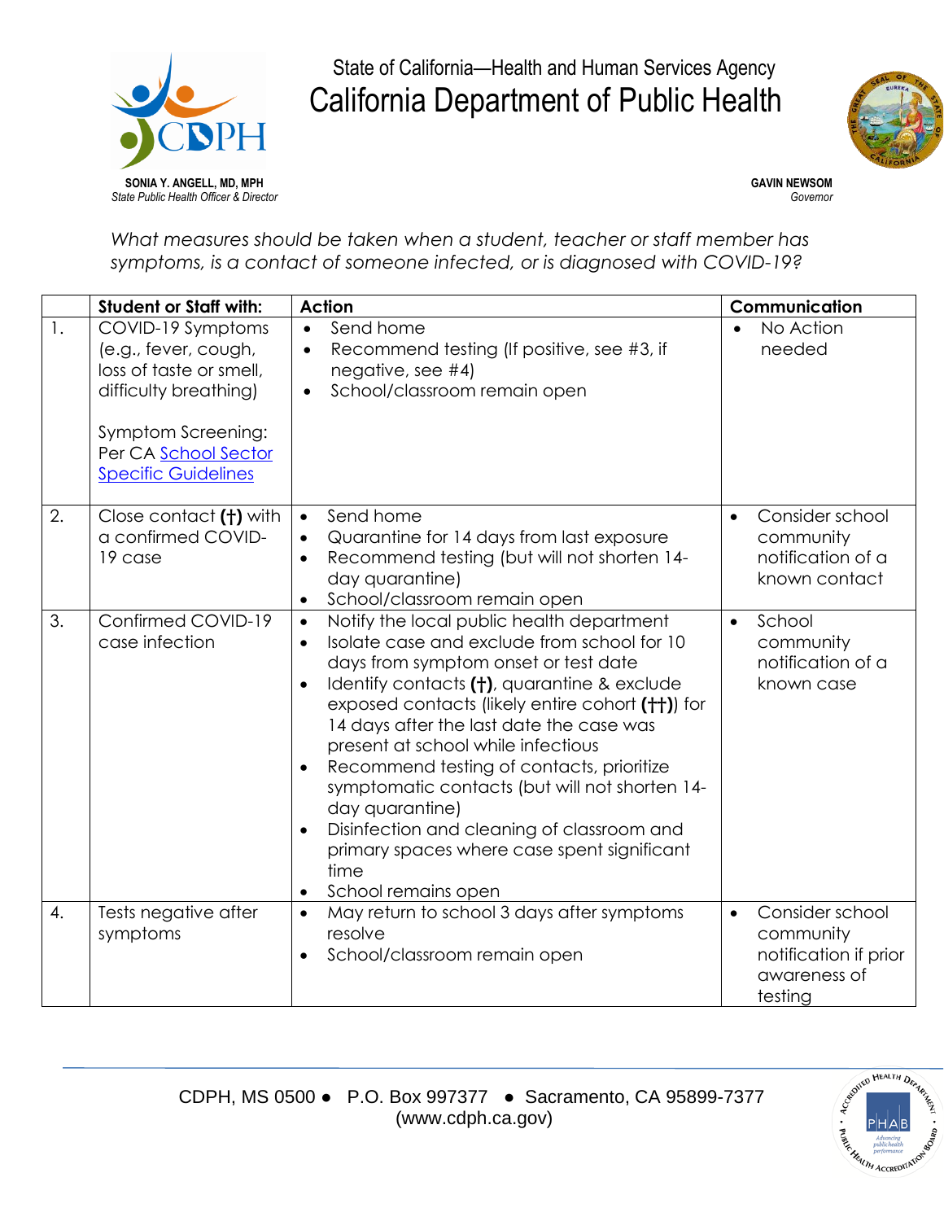State of California—Health and Human Services Agency

# California Department of Public Health

**SONIA Y. ANGELL, MD, MPH**
*State Public Health Officer & Director*

**GAVIN NEWSOM**
*Governor*

*What measures should be taken when a student, teacher or staff member has symptoms, is a contact of someone infected, or is diagnosed with COVID-19?*

| | **Student or Staff with:** | **Action** | **Communication** |
|---|---|---|---|
| 1. | COVID-19 Symptoms (e.g., fever, cough, loss of taste or smell, difficulty breathing)<br><br>Symptom Screening: Per CA [School Sector Specific Guidelines]() | • Send home<br>• Recommend testing (If positive, see #3, if negative, see #4)<br>• School/classroom remain open | • No Action needed |
| 2. | Close contact **(†)** with a confirmed COVID-19 case | • Send home<br>• Quarantine for 14 days from last exposure<br>• Recommend testing (but will not shorten 14-day quarantine)<br>• School/classroom remain open | • Consider school community notification of a known contact |
| 3. | Confirmed COVID-19 case infection | • Notify the local public health department<br>• Isolate case and exclude from school for 10 days from symptom onset or test date<br>• Identify contacts **(†)**, quarantine & exclude exposed contacts (likely entire cohort **(††)**) for 14 days after the last date the case was present at school while infectious<br>• Recommend testing of contacts, prioritize symptomatic contacts (but will not shorten 14-day quarantine)<br>• Disinfection and cleaning of classroom and primary spaces where case spent significant time<br>• School remains open | • School community notification of a known case |
| 4. | Tests negative after symptoms | • May return to school 3 days after symptoms resolve<br>• School/classroom remain open | • Consider school community notification if prior awareness of testing |

CDPH, MS 0500 ● P.O. Box 997377 ● Sacramento, CA 95899-7377
(www.cdph.ca.gov)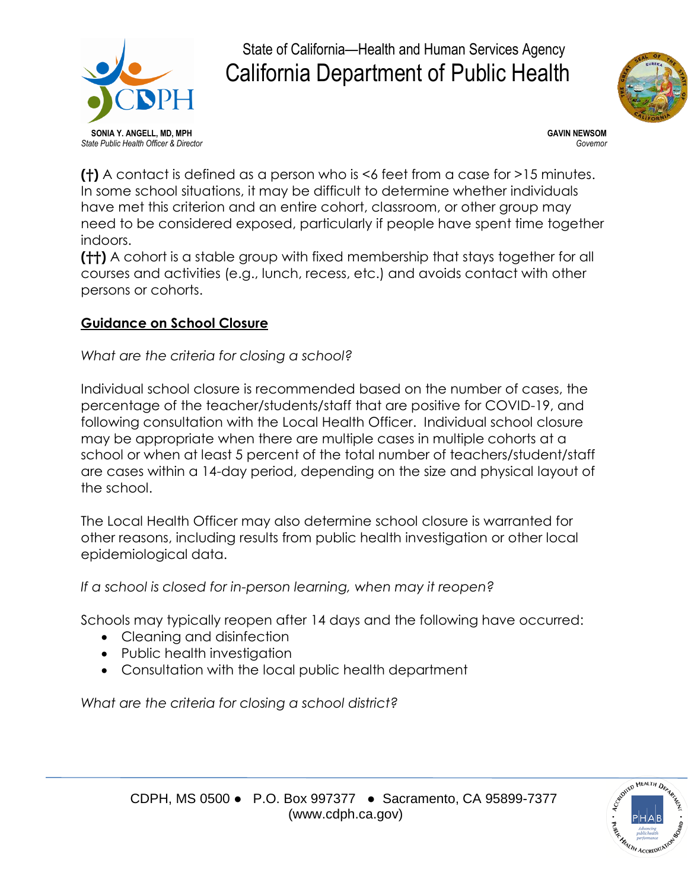(†) A contact is defined as a person who is <6 feet from a case for >15 minutes. In some school situations, it may be difficult to determine whether individuals have met this criterion and an entire cohort, classroom, or other group may need to be considered exposed, particularly if people have spent time together indoors.

(††) A cohort is a stable group with fixed membership that stays together for all courses and activities (e.g., lunch, recess, etc.) and avoids contact with other persons or cohorts.

## Guidance on School Closure

*What are the criteria for closing a school?*

Individual school closure is recommended based on the number of cases, the percentage of the teacher/students/staff that are positive for COVID-19, and following consultation with the Local Health Officer. Individual school closure may be appropriate when there are multiple cases in multiple cohorts at a school or when at least 5 percent of the total number of teachers/student/staff are cases within a 14-day period, depending on the size and physical layout of the school.

The Local Health Officer may also determine school closure is warranted for other reasons, including results from public health investigation or other local epidemiological data.

*If a school is closed for in-person learning, when may it reopen?*

Schools may typically reopen after 14 days and the following have occurred:

- Cleaning and disinfection
- Public health investigation
- Consultation with the local public health department

*What are the criteria for closing a school district?*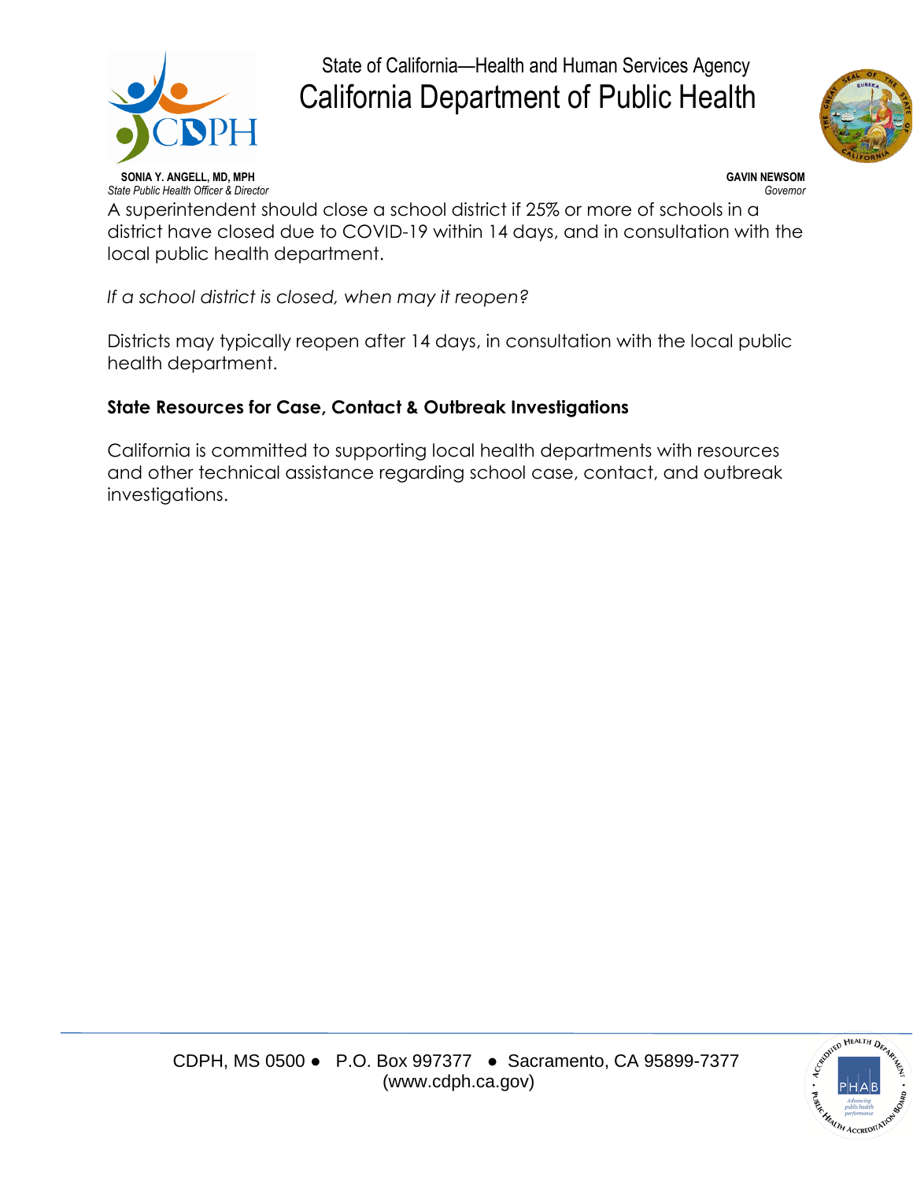A superintendent should close a school district if 25% or more of schools in a district have closed due to COVID-19 within 14 days, and in consultation with the local public health department.

*If a school district is closed, when may it reopen?*

Districts may typically reopen after 14 days, in consultation with the local public health department.

**State Resources for Case, Contact & Outbreak Investigations**

California is committed to supporting local health departments with resources and other technical assistance regarding school case, contact, and outbreak investigations.